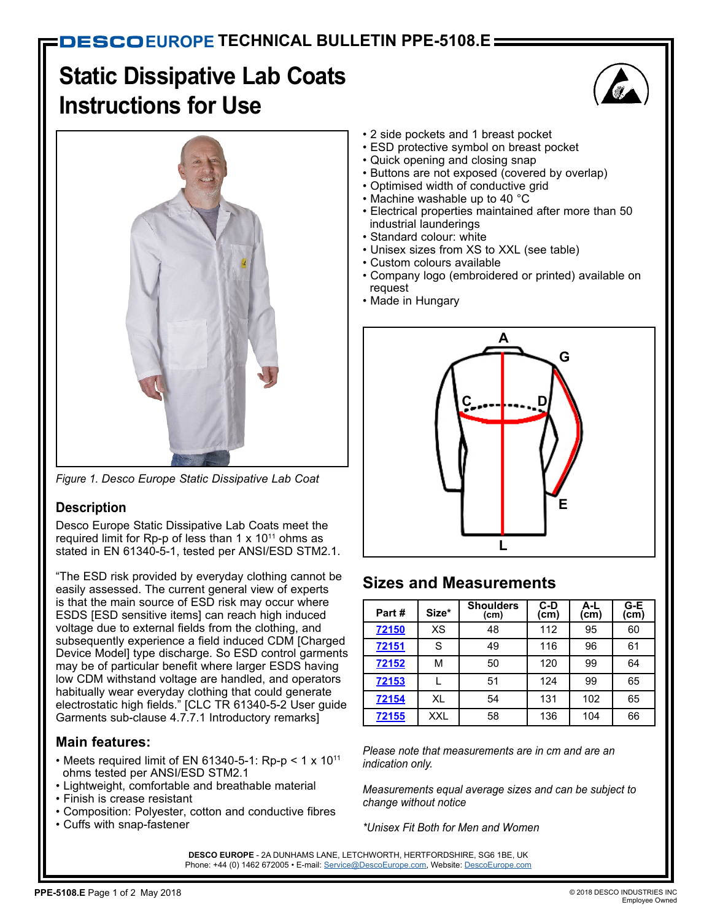# DESCO EUROPE TECHNICAL BULLETIN PPE-5108.E

# Static Dissipative Lab Coats Instructions for Use

*Figure 1. Desco Europe Static Dissipative Lab Coat*

## Description

Desco Europe Static Dissipative Lab Coats meet the required limit for Rp-p of less than 1 x $10^{11}$ ohms as stated in EN 61340-5-1, tested per ANSI/ESD STM2.1.

"The ESD risk provided by everyday clothing cannot be easily assessed. The current general view of experts is that the main source of ESD risk may occur where ESDS [ESD sensitive items] can reach high induced voltage due to external fields from the clothing, and subsequently experience a field induced CDM [Charged Device Model] type discharge. So ESD control garments may be of particular benefit where larger ESDS having low CDM withstand voltage are handled, and operators habitually wear everyday clothing that could generate electrostatic high fields." [CLC TR 61340-5-2 User guide Garments sub-clause 4.7.7.1 Introductory remarks]

## Main features:

- Meets required limit of EN 61340-5-1: Rp-p < 1 x $10^{11}$ ohms tested per ANSI/ESD STM2.1
- Lightweight, comfortable and breathable material
- Finish is crease resistant
- Composition: Polyester, cotton and conductive fibres
- Cuffs with snap-fastener
- 2 side pockets and 1 breast pocket
- ESD protective symbol on breast pocket
- Quick opening and closing snap
- Buttons are not exposed (covered by overlap)
- Optimised width of conductive grid
- Machine washable up to 40 °C
- Electrical properties maintained after more than 50 industrial launderings
- Standard colour: white
- Unisex sizes from XS to XXL (see table)
- Custom colours available
- Company logo (embroidered or printed) available on request
- Made in Hungary

## Sizes and Measurements

| Part # | Size* | Shoulders (cm) | C-D (cm) | A-L (cm) | G-E (cm) |
|---|---|---|---|---|---|
| 72150 | XS | 48 | 112 | 95 | 60 |
| 72151 | S | 49 | 116 | 96 | 61 |
| 72152 | M | 50 | 120 | 99 | 64 |
| 72153 | L | 51 | 124 | 99 | 65 |
| 72154 | XL | 54 | 131 | 102 | 65 |
| 72155 | XXL | 58 | 136 | 104 | 66 |

*Please note that measurements are in cm and are an indication only.*

*Measurements equal average sizes and can be subject to change without notice*

*\*Unisex Fit Both for Men and Women*

**DESCO EUROPE** - 2A DUNHAMS LANE, LETCHWORTH, HERTFORDSHIRE, SG6 1BE, UK
Phone: +44 (0) 1462 672005 • E-mail: Service@DescoEurope.com, Website: DescoEurope.com

**PPE-5108.E** May 2018

© 2018 DESCO INDUSTRIES INC
Employee Owned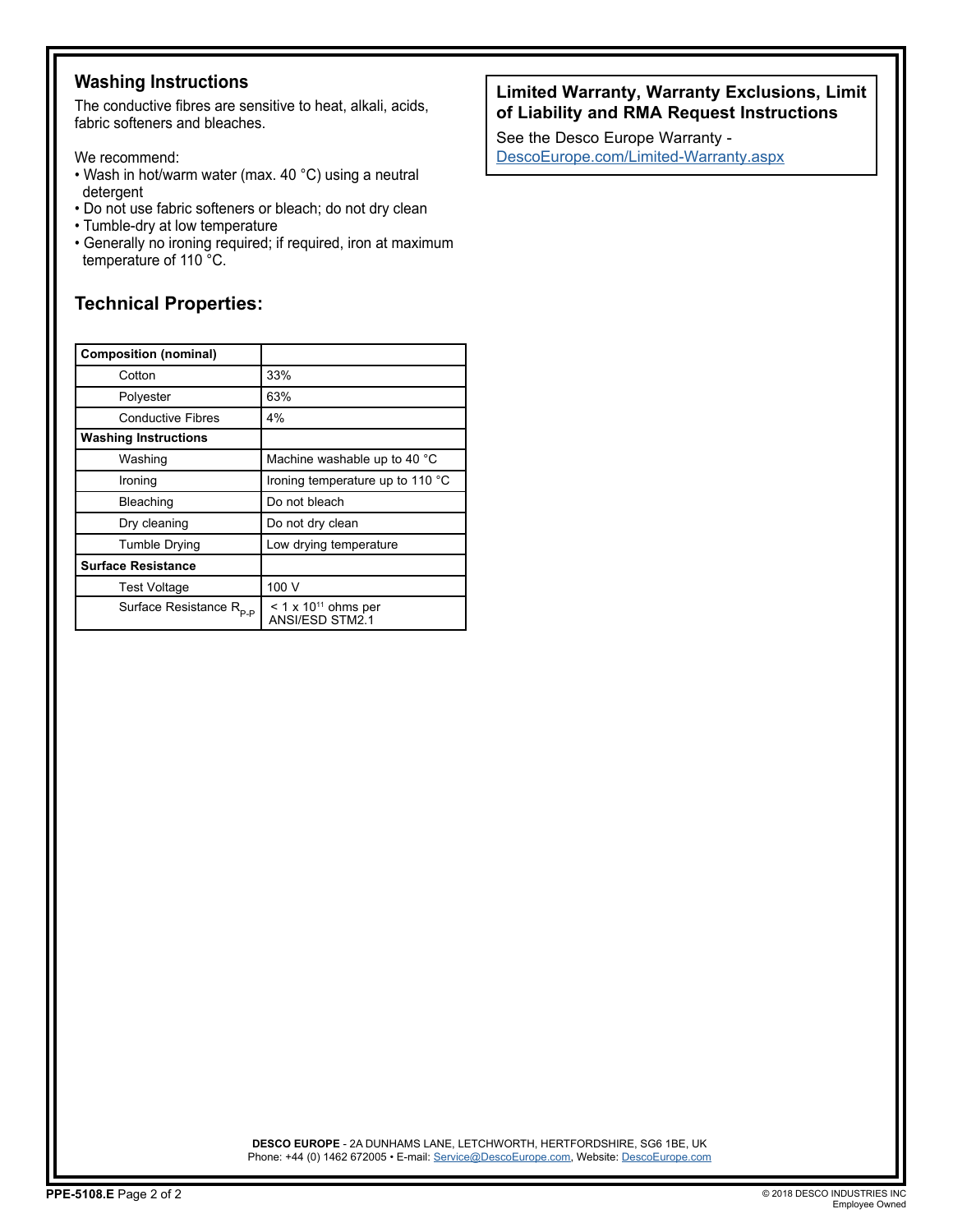## Washing Instructions

The conductive fibres are sensitive to heat, alkali, acids, fabric softeners and bleaches.

We recommend:

- Wash in hot/warm water (max. 40 °C) using a neutral detergent
- Do not use fabric softeners or bleach; do not dry clean
- Tumble-dry at low temperature
- Generally no ironing required; if required, iron at maximum temperature of 110 °C.

## Technical Properties:

| | |
|---|---|
| **Composition (nominal)** | |
| Cotton | 33% |
| Polyester | 63% |
| Conductive Fibres | 4% |
| **Washing Instructions** | |
| Washing | Machine washable up to 40 °C |
| Ironing | Ironing temperature up to 110 °C |
| Bleaching | Do not bleach |
| Dry cleaning | Do not dry clean |
| Tumble Drying | Low drying temperature |
| **Surface Resistance** | |
| Test Voltage | 100 V |
| Surface Resistance $R_{P-P}$ | $< 1 \times 10^{11}$ ohms per ANSI/ESD STM2.1 |

### Limited Warranty, Warranty Exclusions, Limit of Liability and RMA Request Instructions

See the Desco Europe Warranty - DescoEurope.com/Limited-Warranty.aspx

**DESCO EUROPE** - 2A DUNHAMS LANE, LETCHWORTH, HERTFORDSHIRE, SG6 1BE, UK
Phone: +44 (0) 1462 672005 • E-mail: Service@DescoEurope.com, Website: DescoEurope.com

**PPE-5108.E**

© 2018 DESCO INDUSTRIES INC
Employee Owned